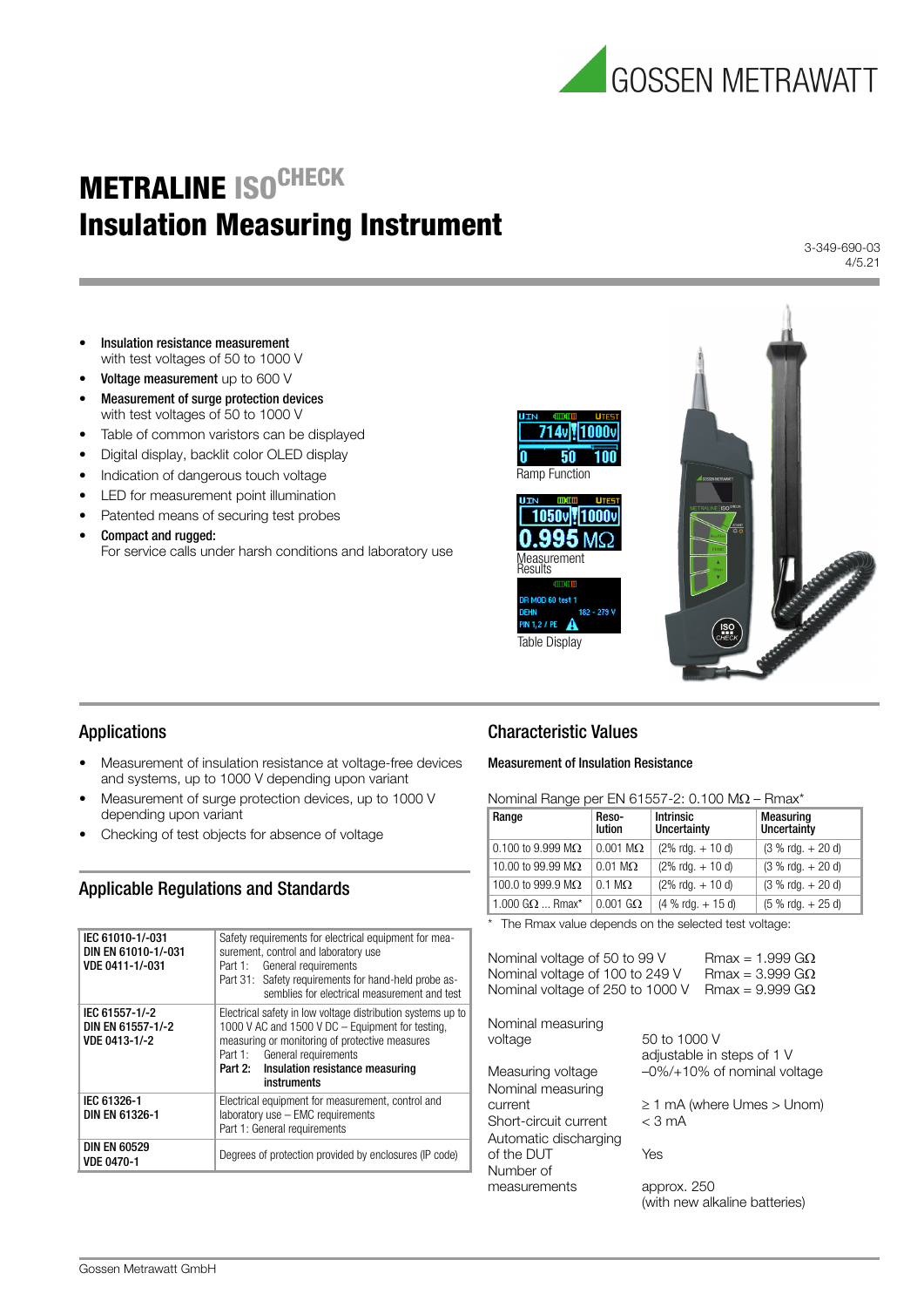# METRALINE ISO CHECK
# Insulation Measuring Instrument

3-349-690-03
4/5.21

- **Insulation resistance measurement** with test voltages of 50 to 1000 V
- **Voltage measurement** up to 600 V
- **Measurement of surge protection devices** with test voltages of 50 to 1000 V
- Table of common varistors can be displayed
- Digital display, backlit color OLED display
- Indication of dangerous touch voltage
- LED for measurement point illumination
- Patented means of securing test probes
- **Compact and rugged:** For service calls under harsh conditions and laboratory use

Ramp Function

Measurement Results

Table Display

## Applications

- Measurement of insulation resistance at voltage-free devices and systems, up to 1000 V depending upon variant
- Measurement of surge protection devices, up to 1000 V depending upon variant
- Checking of test objects for absence of voltage

## Applicable Regulations and Standards

| Standard | Description |
|---|---|
| **IEC 61010-1/-031 DIN EN 61010-1/-031 VDE 0411-1/-031** | Safety requirements for electrical equipment for measurement, control and laboratory use<br>Part 1: General requirements<br>Part 31: Safety requirements for hand-held probe assemblies for electrical measurement and test |
| **IEC 61557-1/-2 DIN EN 61557-1/-2 VDE 0413-1/-2** | Electrical safety in low voltage distribution systems up to 1000 V AC and 1500 V DC – Equipment for testing, measuring or monitoring of protective measures<br>Part 1: General requirements<br>**Part 2: Insulation resistance measuring instruments** |
| **IEC 61326-1 DIN EN 61326-1** | Electrical equipment for measurement, control and laboratory use – EMC requirements<br>Part 1: General requirements |
| **DIN EN 60529 VDE 0470-1** | Degrees of protection provided by enclosures (IP code) |

## Characteristic Values

### Measurement of Insulation Resistance

Nominal Range per EN 61557-2: 0.100 MΩ – Rmax*

| Range | Resolution | Intrinsic Uncertainty | Measuring Uncertainty |
|---|---|---|---|
| 0.100 to 9.999 MΩ | 0.001 MΩ | (2% rdg. + 10 d) | (3 % rdg. + 20 d) |
| 10.00 to 99.99 MΩ | 0.01 MΩ | (2% rdg. + 10 d) | (3 % rdg. + 20 d) |
| 100.0 to 999.9 MΩ | 0.1 MΩ | (2% rdg. + 10 d) | (3 % rdg. + 20 d) |
| 1.000 GΩ ... Rmax* | 0.001 GΩ | (4 % rdg. + 15 d) | (5 % rdg. + 25 d) |

* The Rmax value depends on the selected test voltage:

| | |
|---|---|
| Nominal voltage of 50 to 99 V | Rmax = 1.999 GΩ |
| Nominal voltage of 100 to 249 V | Rmax = 3.999 GΩ |
| Nominal voltage of 250 to 1000 V | Rmax = 9.999 GΩ |

| | |
|---|---|
| Nominal measuring voltage | 50 to 1000 V<br>adjustable in steps of 1 V |
| Measuring voltage | –0%/+10% of nominal voltage |
| Nominal measuring current | ≥ 1 mA (where Umes > Unom) |
| Short-circuit current | < 3 mA |
| Automatic discharging of the DUT | Yes |
| Number of measurements | approx. 250<br>(with new alkaline batteries) |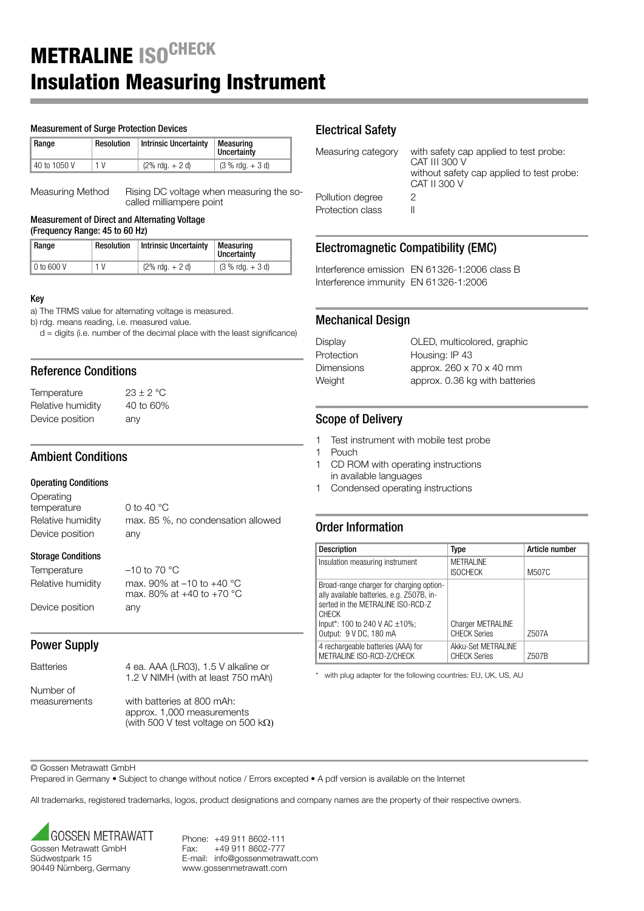# METRALINE ISO[CHECK]

# Insulation Measuring Instrument

#### Measurement of Surge Protection Devices

| Range | Resolution | Intrinsic Uncertainty | Measuring Uncertainty |
|---|---|---|---|
| 40 to 1050 V | 1 V | (2% rdg. + 2 d) | (3 % rdg. + 3 d) |

Measuring Method: Rising DC voltage when measuring the so-called milliampere point

#### Measurement of Direct and Alternating Voltage (Frequency Range: 45 to 60 Hz)

| Range | Resolution | Intrinsic Uncertainty | Measuring Uncertainty |
|---|---|---|---|
| 0 to 600 V | 1 V | (2% rdg. + 2 d) | (3 % rdg. + 3 d) |

#### Key

a) The TRMS value for alternating voltage is measured.
b) rdg. means reading, i.e. measured value.
d = digits (i.e. number of the decimal place with the least significance)

## Reference Conditions

| | |
|---|---|
| Temperature | 23 ± 2 °C |
| Relative humidity | 40 to 60% |
| Device position | any |

## Ambient Conditions

#### Operating Conditions

| | |
|---|---|
| Operating temperature | 0 to 40 °C |
| Relative humidity | max. 85 %, no condensation allowed |
| Device position | any |

#### Storage Conditions

| | |
|---|---|
| Temperature | –10 to 70 °C |
| Relative humidity | max. 90% at –10 to +40 °C<br>max. 80% at +40 to +70 °C |
| Device position | any |

## Power Supply

| | |
|---|---|
| Batteries | 4 ea. AAA (LR03), 1.5 V alkaline or 1.2 V NIMH (with at least 750 mAh) |
| Number of measurements | with batteries at 800 mAh: approx. 1,000 measurements (with 500 V test voltage on 500 kΩ) |

## Electrical Safety

| | |
|---|---|
| Measuring category | with safety cap applied to test probe: CAT III 300 V<br>without safety cap applied to test probe: CAT II 300 V |
| Pollution degree | 2 |
| Protection class | II |

## Electromagnetic Compatibility (EMC)

| | |
|---|---|
| Interference emission | EN 61326-1:2006 class B |
| Interference immunity | EN 61326-1:2006 |

## Mechanical Design

| | |
|---|---|
| Display | OLED, multicolored, graphic |
| Protection | Housing: IP 43 |
| Dimensions | approx. 260 x 70 x 40 mm |
| Weight | approx. 0.36 kg with batteries |

## Scope of Delivery

1 Test instrument with mobile test probe
1 Pouch
1 CD ROM with operating instructions in available languages
1 Condensed operating instructions

## Order Information

| Description | Type | Article number |
|---|---|---|
| Insulation measuring instrument | METRALINE ISOCHECK | M507C |
| Broad-range charger for charging optionally available batteries, e.g. Z507B, inserted in the METRALINE ISO-RCD-Z CHECK<br>Input*: 100 to 240 V AC ±10%;<br>Output: 9 V DC, 180 mA | Charger METRALINE CHECK Series | Z507A |
| 4 rechargeable batteries (AAA) for METRALINE ISO-RCD-Z/CHECK | Akku-Set METRALINE CHECK Series | Z507B |

\* with plug adapter for the following countries: EU, UK, US, AU

© Gossen Metrawatt GmbH
Prepared in Germany • Subject to change without notice / Errors excepted • A pdf version is available on the Internet

All trademarks, registered trademarks, logos, product designations and company names are the property of their respective owners.

GOSSEN METRAWATT
Gossen Metrawatt GmbH
Südwestpark 15
90449 Nürnberg, Germany

Phone: +49 911 8602-111
Fax: +49 911 8602-777
E-mail: info@gossenmetrawatt.com
www.gossenmetrawatt.com